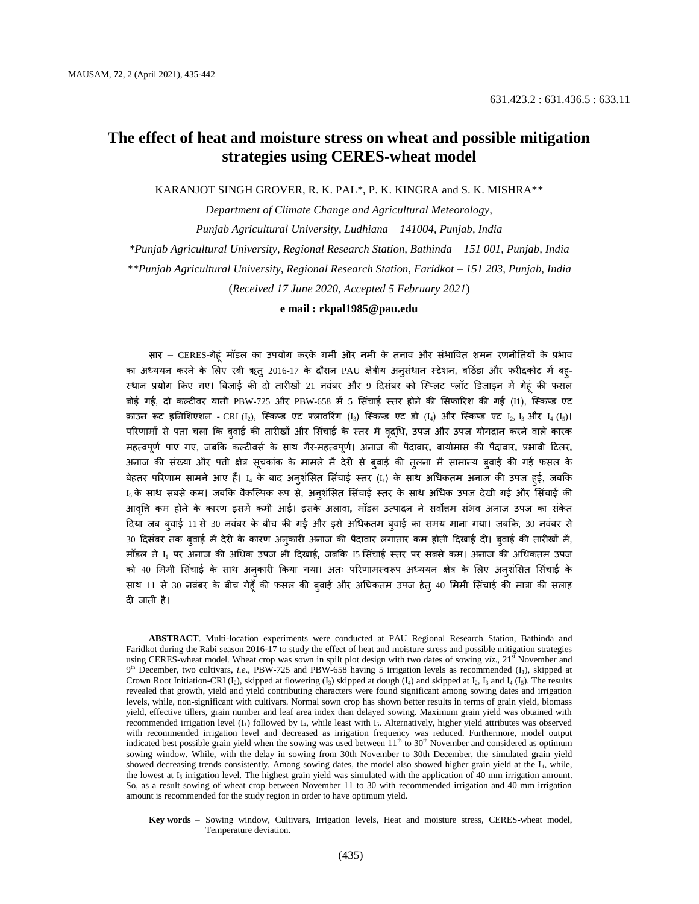631.423.2 : 631.436.5 : 633.11

# The effect of heat and moisture stress on wheat and possible mitigation strategies using CERES-wheat model

KARANJOT SINGH GROVER, R. K. PAL*, P. K. KINGRA and S. K. MISHRA**

*Department of Climate Change and Agricultural Meteorology,*

*Punjab Agricultural University, Ludhiana – 141004, Punjab, India*

*\*Punjab Agricultural University, Regional Research Station, Bathinda – 151 001, Punjab, India*

*\*\*Punjab Agricultural University, Regional Research Station, Faridkot – 151 203, Punjab, India*

(*Received 17 June 2020, Accepted 5 February 2021*)

**e mail : rkpal1985@pau.edu**

**सार** – CERES-गेहूं मॉडल का उपयोग करके गर्मी और नमी के तनाव और संभावित शमन रणनीतियों के प्रभाव का अध्ययन करने के लिए रबी ऋतु 2016-17 के दौरान PAU क्षेत्रीय अनुसंधान स्टेशन, बठिंडा और फरीदकोट में बहु-स्थान प्रयोग किए गए। बिजाई की दो तारीखों 21 नवंबर और 9 दिसंबर को स्प्लिट प्लॉट डिजाइन में गेहूं की फसल बोई गई, दो कल्टीवर यानी PBW-725 और PBW-658 में 5 सिंचाई स्तर होने की सिफारिश की गई (I1), स्किप्ड एट क्राउन रूट इनिशिएशन - CRI ($I_2$), स्किप्ड एट फ्लावरिंग ($I_3$) स्किप्ड एट डो ($I_4$) और स्किप्ड एट $I_2$, $I_3$ और $I_4$ ($I_5$)। परिणामों से पता चला कि बुवाई की तारीखों और सिंचाई के स्तर में वृद्धि, उपज और उपज योगदान करने वाले कारक महत्वपूर्ण पाए गए, जबकि कल्टीवर्स के साथ गैर-महत्वपूर्ण। अनाज की पैदावार, बायोमास की पैदावार, प्रभावी टिलर, अनाज की संख्या और पत्ती क्षेत्र सूचकांक के मामले में देरी से बुवाई की तुलना में सामान्य बुवाई की गई फसल के बेहतर परिणाम सामने आए हैं। $I_4$ के बाद अनुशंसित सिंचाई स्तर ($I_1$) के साथ अधिकतम अनाज की उपज हुई, जबकि $I_5$ के साथ सबसे कम। जबकि वैकल्पिक रूप से, अनुशंसित सिंचाई स्तर के साथ अधिक उपज देखी गई और सिंचाई की आवृत्ति कम होने के कारण इसमें कमी आई। इसके अलावा, मॉडल उत्पादन ने सर्वोत्तम संभव अनाज उपज का संकेत दिया जब बुवाई 11 से 30 नवंबर के बीच की गई और इसे अधिकतम बुवाई का समय माना गया। जबकि, 30 नवंबर से 30 दिसंबर तक बुवाई में देरी के कारण अनुकारी अनाज की पैदावार लगातार कम होती दिखाई दी। बुवाई की तारीखों में, मॉडल ने $I_1$ पर अनाज की अधिक उपज भी दिखाई, जबकि I5 सिंचाई स्तर पर सबसे कम। अनाज की अधिकतम उपज को 40 मिमी सिंचाई के साथ अनुकारी किया गया। अतः परिणामस्वरूप अध्ययन क्षेत्र के लिए अनुशंसित सिंचाई के साथ 11 से 30 नवंबर के बीच गेहूँ की फसल की बुवाई और अधिकतम उपज हेतु 40 मिमी सिंचाई की मात्रा की सलाह दी जाती है।

**ABSTRACT**. Multi-location experiments were conducted at PAU Regional Research Station, Bathinda and Faridkot during the Rabi season 2016-17 to study the effect of heat and moisture stress and possible mitigation strategies using CERES-wheat model. Wheat crop was sown in spilt plot design with two dates of sowing *viz*., 21[st] November and 9[th] December, two cultivars, *i.e*., PBW-725 and PBW-658 having 5 irrigation levels as recommended ($I_1$), skipped at Crown Root Initiation-CRI ($I_2$), skipped at flowering ($I_3$) skipped at dough ($I_4$) and skipped at $I_2$, $I_3$ and $I_4$ ($I_5$). The results revealed that growth, yield and yield contributing characters were found significant among sowing dates and irrigation levels, while, non-significant with cultivars. Normal sown crop has shown better results in terms of grain yield, biomass yield, effective tillers, grain number and leaf area index than delayed sowing. Maximum grain yield was obtained with recommended irrigation level ($I_1$) followed by $I_4$, while least with $I_5$. Alternatively, higher yield attributes was observed with recommended irrigation level and decreased as irrigation frequency was reduced. Furthermore, model output indicated best possible grain yield when the sowing was used between 11[th] to 30[th] November and considered as optimum sowing window. While, with the delay in sowing from 30th November to 30th December, the simulated grain yield showed decreasing trends consistently. Among sowing dates, the model also showed higher grain yield at the $I_1$, while, the lowest at $I_5$ irrigation level. The highest grain yield was simulated with the application of 40 mm irrigation amount. So, as a result sowing of wheat crop between November 11 to 30 with recommended irrigation and 40 mm irrigation amount is recommended for the study region in order to have optimum yield.

**Key words** – Sowing window, Cultivars, Irrigation levels, Heat and moisture stress, CERES-wheat model, Temperature deviation.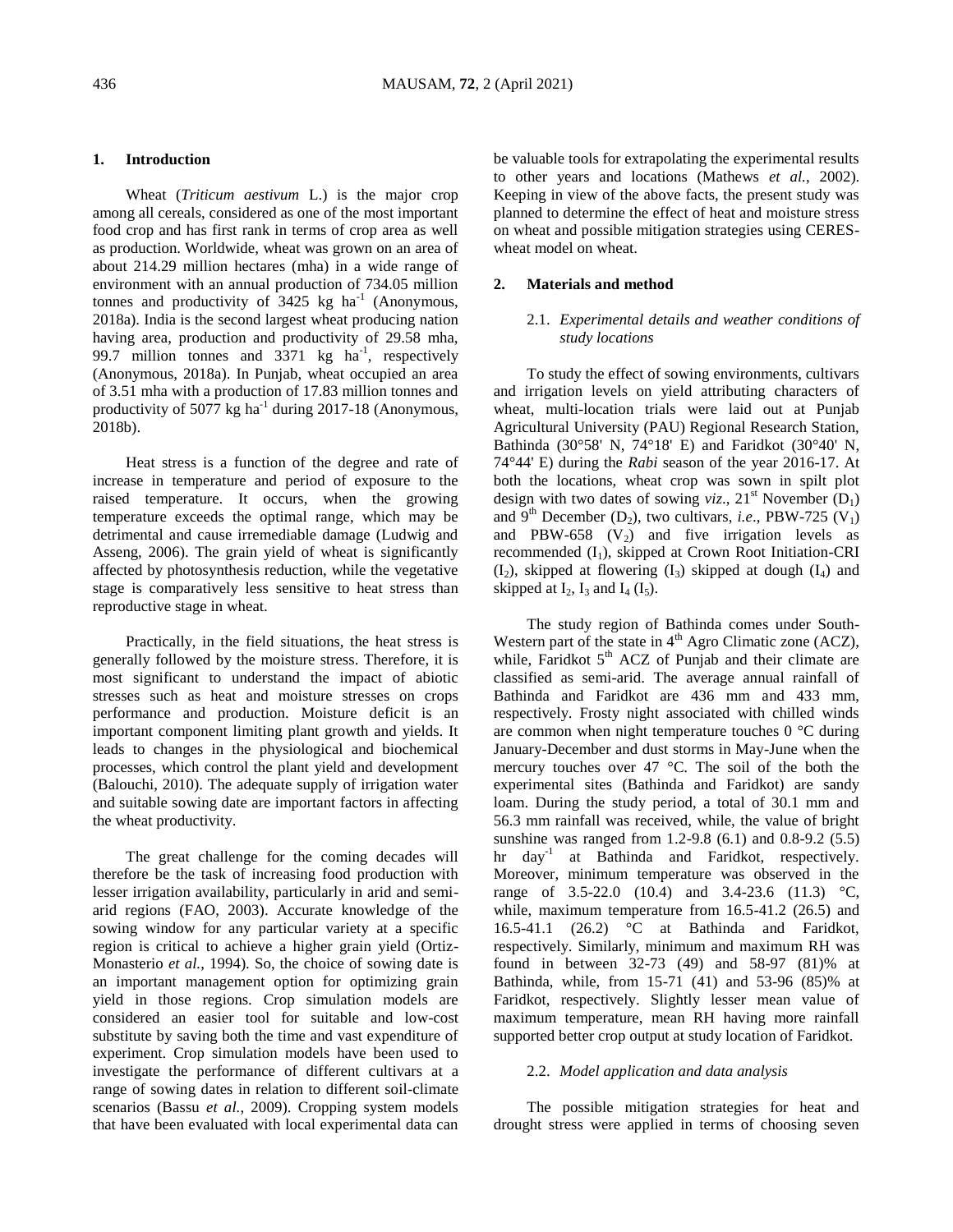## 1. Introduction

Wheat (*Triticum aestivum* L.) is the major crop among all cereals, considered as one of the most important food crop and has first rank in terms of crop area as well as production. Worldwide, wheat was grown on an area of about 214.29 million hectares (mha) in a wide range of environment with an annual production of 734.05 million tonnes and productivity of 3425 kg ha$^{-1}$ (Anonymous, 2018a). India is the second largest wheat producing nation having area, production and productivity of 29.58 mha, 99.7 million tonnes and 3371 kg ha$^{-1}$, respectively (Anonymous, 2018a). In Punjab, wheat occupied an area of 3.51 mha with a production of 17.83 million tonnes and productivity of 5077 kg ha$^{-1}$ during 2017-18 (Anonymous, 2018b).

Heat stress is a function of the degree and rate of increase in temperature and period of exposure to the raised temperature. It occurs, when the growing temperature exceeds the optimal range, which may be detrimental and cause irremediable damage (Ludwig and Asseng, 2006). The grain yield of wheat is significantly affected by photosynthesis reduction, while the vegetative stage is comparatively less sensitive to heat stress than reproductive stage in wheat.

Practically, in the field situations, the heat stress is generally followed by the moisture stress. Therefore, it is most significant to understand the impact of abiotic stresses such as heat and moisture stresses on crops performance and production. Moisture deficit is an important component limiting plant growth and yields. It leads to changes in the physiological and biochemical processes, which control the plant yield and development (Balouchi, 2010). The adequate supply of irrigation water and suitable sowing date are important factors in affecting the wheat productivity.

The great challenge for the coming decades will therefore be the task of increasing food production with lesser irrigation availability, particularly in arid and semi-arid regions (FAO, 2003). Accurate knowledge of the sowing window for any particular variety at a specific region is critical to achieve a higher grain yield (Ortiz-Monasterio *et al.*, 1994). So, the choice of sowing date is an important management option for optimizing grain yield in those regions. Crop simulation models are considered an easier tool for suitable and low-cost substitute by saving both the time and vast expenditure of experiment. Crop simulation models have been used to investigate the performance of different cultivars at a range of sowing dates in relation to different soil-climate scenarios (Bassu *et al.*, 2009). Cropping system models that have been evaluated with local experimental data can be valuable tools for extrapolating the experimental results to other years and locations (Mathews *et al.*, 2002). Keeping in view of the above facts, the present study was planned to determine the effect of heat and moisture stress on wheat and possible mitigation strategies using CERES-wheat model on wheat.

## 2. Materials and method

### 2.1. *Experimental details and weather conditions of study locations*

To study the effect of sowing environments, cultivars and irrigation levels on yield attributing characters of wheat, multi-location trials were laid out at Punjab Agricultural University (PAU) Regional Research Station, Bathinda (30°58' N, 74°18' E) and Faridkot (30°40' N, 74°44' E) during the *Rabi* season of the year 2016-17. At both the locations, wheat crop was sown in spilt plot design with two dates of sowing *viz*., 21$^{st}$ November ($D_1$) and 9$^{th}$ December ($D_2$), two cultivars, *i.e*., PBW-725 ($V_1$) and PBW-658 ($V_2$) and five irrigation levels as recommended ($I_1$), skipped at Crown Root Initiation-CRI ($I_2$), skipped at flowering ($I_3$) skipped at dough ($I_4$) and skipped at $I_2$, $I_3$ and $I_4$ ($I_5$).

The study region of Bathinda comes under South-Western part of the state in 4$^{th}$ Agro Climatic zone (ACZ), while, Faridkot 5$^{th}$ ACZ of Punjab and their climate are classified as semi-arid. The average annual rainfall of Bathinda and Faridkot are 436 mm and 433 mm, respectively. Frosty night associated with chilled winds are common when night temperature touches 0 °C during January-December and dust storms in May-June when the mercury touches over 47 °C. The soil of the both the experimental sites (Bathinda and Faridkot) are sandy loam. During the study period, a total of 30.1 mm and 56.3 mm rainfall was received, while, the value of bright sunshine was ranged from 1.2-9.8 (6.1) and 0.8-9.2 (5.5) hr day$^{-1}$ at Bathinda and Faridkot, respectively. Moreover, minimum temperature was observed in the range of 3.5-22.0 (10.4) and 3.4-23.6 (11.3) °C, while, maximum temperature from 16.5-41.2 (26.5) and 16.5-41.1 (26.2) °C at Bathinda and Faridkot, respectively. Similarly, minimum and maximum RH was found in between 32-73 (49) and 58-97 (81)% at Bathinda, while, from 15-71 (41) and 53-96 (85)% at Faridkot, respectively. Slightly lesser mean value of maximum temperature, mean RH having more rainfall supported better crop output at study location of Faridkot.

### 2.2. *Model application and data analysis*

The possible mitigation strategies for heat and drought stress were applied in terms of choosing seven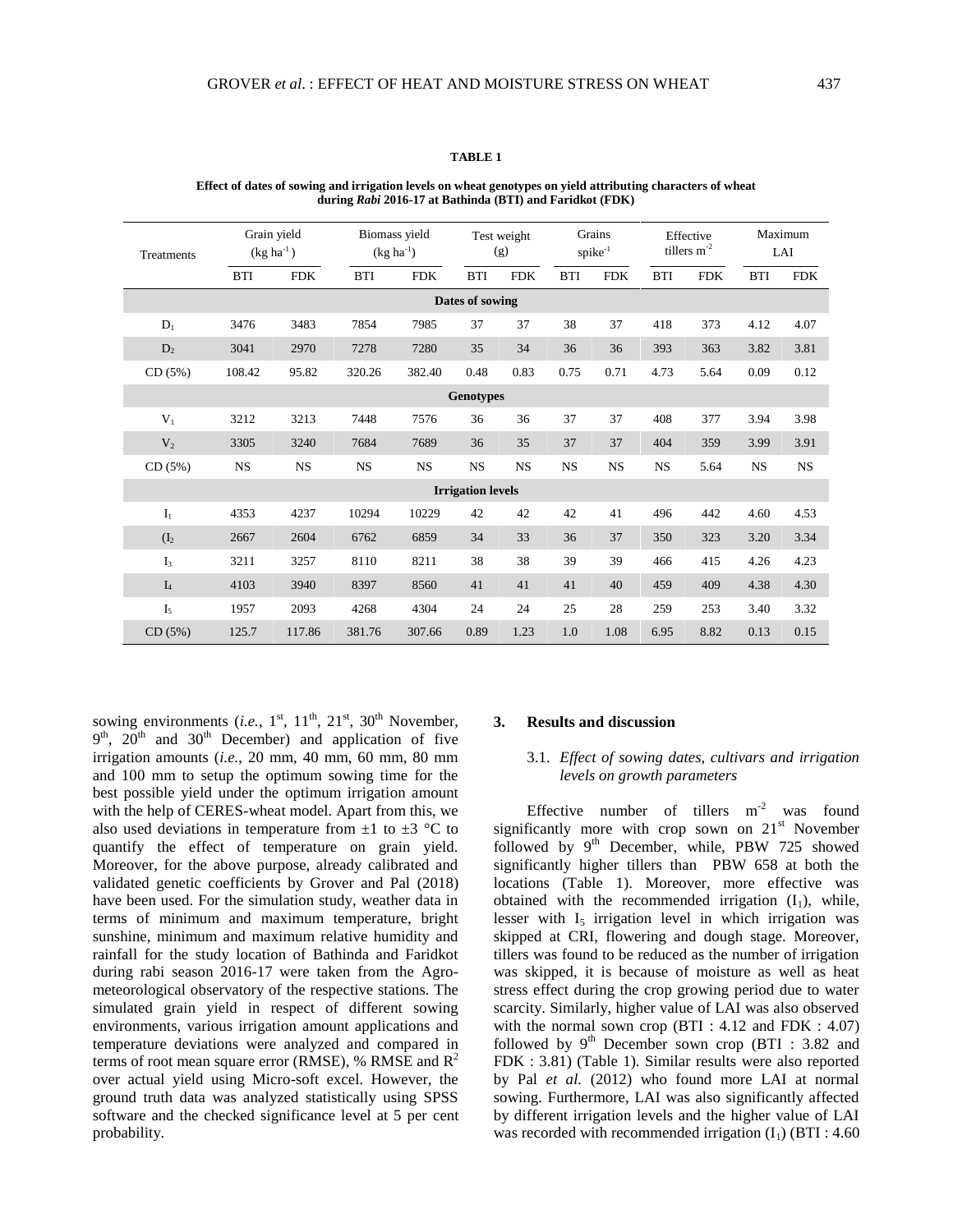**TABLE 1**

**Effect of dates of sowing and irrigation levels on wheat genotypes on yield attributing characters of wheat during *Rabi* 2016-17 at Bathinda (BTI) and Faridkot (FDK)**

| Treatments | Grain yield (kg ha$^{-1}$) | | Biomass yield (kg ha$^{-1}$) | | Test weight (g) | | Grains spike$^{-1}$ | | Effective tillers m$^{-2}$ | | Maximum LAI | |
|---|---|---|---|---|---|---|---|---|---|---|---|---|
| | BTI | FDK | BTI | FDK | BTI | FDK | BTI | FDK | BTI | FDK | BTI | FDK |
| **Dates of sowing** | | | | | | | | | | | | |
| $D_1$ | 3476 | 3483 | 7854 | 7985 | 37 | 37 | 38 | 37 | 418 | 373 | 4.12 | 4.07 |
| $D_2$ | 3041 | 2970 | 7278 | 7280 | 35 | 34 | 36 | 36 | 393 | 363 | 3.82 | 3.81 |
| CD (5%) | 108.42 | 95.82 | 320.26 | 382.40 | 0.48 | 0.83 | 0.75 | 0.71 | 4.73 | 5.64 | 0.09 | 0.12 |
| **Genotypes** | | | | | | | | | | | | |
| $V_1$ | 3212 | 3213 | 7448 | 7576 | 36 | 36 | 37 | 37 | 408 | 377 | 3.94 | 3.98 |
| $V_2$ | 3305 | 3240 | 7684 | 7689 | 36 | 35 | 37 | 37 | 404 | 359 | 3.99 | 3.91 |
| CD (5%) | NS | NS | NS | NS | NS | NS | NS | NS | NS | 5.64 | NS | NS |
| **Irrigation levels** | | | | | | | | | | | | |
| $I_1$ | 4353 | 4237 | 10294 | 10229 | 42 | 42 | 42 | 41 | 496 | 442 | 4.60 | 4.53 |
| ($I_2$ | 2667 | 2604 | 6762 | 6859 | 34 | 33 | 36 | 37 | 350 | 323 | 3.20 | 3.34 |
| $I_3$ | 3211 | 3257 | 8110 | 8211 | 38 | 38 | 39 | 39 | 466 | 415 | 4.26 | 4.23 |
| $I_4$ | 4103 | 3940 | 8397 | 8560 | 41 | 41 | 41 | 40 | 459 | 409 | 4.38 | 4.30 |
| $I_5$ | 1957 | 2093 | 4268 | 4304 | 24 | 24 | 25 | 28 | 259 | 253 | 3.40 | 3.32 |
| CD (5%) | 125.7 | 117.86 | 381.76 | 307.66 | 0.89 | 1.23 | 1.0 | 1.08 | 6.95 | 8.82 | 0.13 | 0.15 |

sowing environments (*i.e.*, 1$^{st}$, 11$^{th}$, 21$^{st}$, 30$^{th}$ November, 9$^{th}$, 20$^{th}$ and 30$^{th}$ December) and application of five irrigation amounts (*i.e.*, 20 mm, 40 mm, 60 mm, 80 mm and 100 mm to setup the optimum sowing time for the best possible yield under the optimum irrigation amount with the help of CERES-wheat model. Apart from this, we also used deviations in temperature from ±1 to ±3 °C to quantify the effect of temperature on grain yield. Moreover, for the above purpose, already calibrated and validated genetic coefficients by Grover and Pal (2018) have been used. For the simulation study, weather data in terms of minimum and maximum temperature, bright sunshine, minimum and maximum relative humidity and rainfall for the study location of Bathinda and Faridkot during rabi season 2016-17 were taken from the Agro-meteorological observatory of the respective stations. The simulated grain yield in respect of different sowing environments, various irrigation amount applications and temperature deviations were analyzed and compared in terms of root mean square error (RMSE), % RMSE and $R^2$ over actual yield using Micro-soft excel. However, the ground truth data was analyzed statistically using SPSS software and the checked significance level at 5 per cent probability.

## 3. Results and discussion

### 3.1. *Effect of sowing dates, cultivars and irrigation levels on growth parameters*

Effective number of tillers m$^{-2}$ was found significantly more with crop sown on 21$^{st}$ November followed by 9$^{th}$ December, while, PBW 725 showed significantly higher tillers than PBW 658 at both the locations (Table 1). Moreover, more effective was obtained with the recommended irrigation ($I_1$), while, lesser with $I_5$ irrigation level in which irrigation was skipped at CRI, flowering and dough stage. Moreover, tillers was found to be reduced as the number of irrigation was skipped, it is because of moisture as well as heat stress effect during the crop growing period due to water scarcity. Similarly, higher value of LAI was also observed with the normal sown crop (BTI : 4.12 and FDK : 4.07) followed by 9$^{th}$ December sown crop (BTI : 3.82 and FDK : 3.81) (Table 1). Similar results were also reported by Pal *et al.* (2012) who found more LAI at normal sowing. Furthermore, LAI was also significantly affected by different irrigation levels and the higher value of LAI was recorded with recommended irrigation ($I_1$) (BTI : 4.60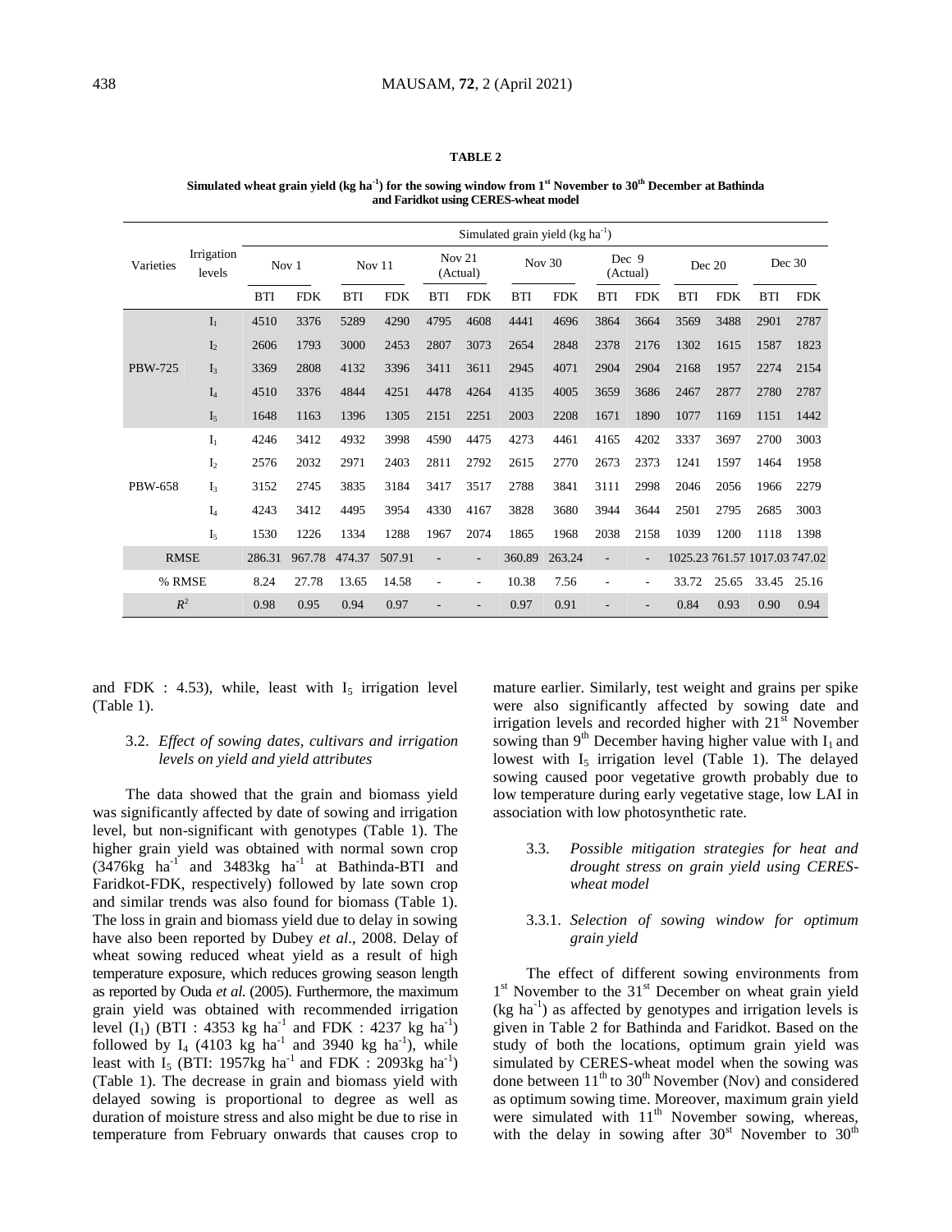**TABLE 2**

**Simulated wheat grain yield (kg ha$^{-1}$) for the sowing window from 1$^{st}$ November to 30$^{th}$ December at Bathinda and Faridkot using CERES-wheat model**

| Varieties | Irrigation levels | Simulated grain yield (kg ha$^{-1}$) | | | | | | | | | | | | | |
|---|---|---|---|---|---|---|---|---|---|---|---|---|---|---|---|
| | | Nov 1 | | Nov 11 | | Nov 21 (Actual) | | Nov 30 | | Dec 9 (Actual) | | Dec 20 | | Dec 30 | |
| | | BTI | FDK | BTI | FDK | BTI | FDK | BTI | FDK | BTI | FDK | BTI | FDK | BTI | FDK |
| PBW-725 | $I_1$ | 4510 | 3376 | 5289 | 4290 | 4795 | 4608 | 4441 | 4696 | 3864 | 3664 | 3569 | 3488 | 2901 | 2787 |
| | $I_2$ | 2606 | 1793 | 3000 | 2453 | 2807 | 3073 | 2654 | 2848 | 2378 | 2176 | 1302 | 1615 | 1587 | 1823 |
| | $I_3$ | 3369 | 2808 | 4132 | 3396 | 3411 | 3611 | 2945 | 4071 | 2904 | 2904 | 2168 | 1957 | 2274 | 2154 |
| | $I_4$ | 4510 | 3376 | 4844 | 4251 | 4478 | 4264 | 4135 | 4005 | 3659 | 3686 | 2467 | 2877 | 2780 | 2787 |
| | $I_5$ | 1648 | 1163 | 1396 | 1305 | 2151 | 2251 | 2003 | 2208 | 1671 | 1890 | 1077 | 1169 | 1151 | 1442 |
| PBW-658 | $I_1$ | 4246 | 3412 | 4932 | 3998 | 4590 | 4475 | 4273 | 4461 | 4165 | 4202 | 3337 | 3697 | 2700 | 3003 |
| | $I_2$ | 2576 | 2032 | 2971 | 2403 | 2811 | 2792 | 2615 | 2770 | 2673 | 2373 | 1241 | 1597 | 1464 | 1958 |
| | $I_3$ | 3152 | 2745 | 3835 | 3184 | 3417 | 3517 | 2788 | 3841 | 3111 | 2998 | 2046 | 2056 | 1966 | 2279 |
| | $I_4$ | 4243 | 3412 | 4495 | 3954 | 4330 | 4167 | 3828 | 3680 | 3944 | 3644 | 2501 | 2795 | 2685 | 3003 |
| | $I_5$ | 1530 | 1226 | 1334 | 1288 | 1967 | 2074 | 1865 | 1968 | 2038 | 2158 | 1039 | 1200 | 1118 | 1398 |
| RMSE | | 286.31 | 967.78 | 474.37 | 507.91 | - | - | 360.89 | 263.24 | - | - | 1025.23 | 761.57 | 1017.03 | 747.02 |
| % RMSE | | 8.24 | 27.78 | 13.65 | 14.58 | - | - | 10.38 | 7.56 | - | - | 33.72 | 25.65 | 33.45 | 25.16 |
| $R^2$ | | 0.98 | 0.95 | 0.94 | 0.97 | - | - | 0.97 | 0.91 | - | - | 0.84 | 0.93 | 0.90 | 0.94 |

and FDK : 4.53), while, least with $I_5$ irrigation level (Table 1).

### 3.2. *Effect of sowing dates, cultivars and irrigation levels on yield and yield attributes*

The data showed that the grain and biomass yield was significantly affected by date of sowing and irrigation level, but non-significant with genotypes (Table 1). The higher grain yield was obtained with normal sown crop (3476kg ha$^{-1}$ and 3483kg ha$^{-1}$ at Bathinda-BTI and Faridkot-FDK, respectively) followed by late sown crop and similar trends was also found for biomass (Table 1). The loss in grain and biomass yield due to delay in sowing have also been reported by Dubey *et al*., 2008. Delay of wheat sowing reduced wheat yield as a result of high temperature exposure, which reduces growing season length as reported by Ouda *et al.* (2005). Furthermore, the maximum grain yield was obtained with recommended irrigation level ($I_1$) (BTI : 4353 kg ha$^{-1}$ and FDK : 4237 kg ha$^{-1}$) followed by $I_4$ (4103 kg ha$^{-1}$ and 3940 kg ha$^{-1}$), while least with $I_5$ (BTI: 1957kg ha$^{-1}$ and FDK : 2093kg ha$^{-1}$) (Table 1). The decrease in grain and biomass yield with delayed sowing is proportional to degree as well as duration of moisture stress and also might be due to rise in temperature from February onwards that causes crop to mature earlier. Similarly, test weight and grains per spike were also significantly affected by sowing date and irrigation levels and recorded higher with 21$^{st}$ November sowing than 9$^{th}$ December having higher value with $I_1$ and lowest with $I_5$ irrigation level (Table 1). The delayed sowing caused poor vegetative growth probably due to low temperature during early vegetative stage, low LAI in association with low photosynthetic rate.

### 3.3. *Possible mitigation strategies for heat and drought stress on grain yield using CERES-wheat model*

#### 3.3.1. *Selection of sowing window for optimum grain yield*

The effect of different sowing environments from 1$^{st}$ November to the 31$^{st}$ December on wheat grain yield (kg ha$^{-1}$) as affected by genotypes and irrigation levels is given in Table 2 for Bathinda and Faridkot. Based on the study of both the locations, optimum grain yield was simulated by CERES-wheat model when the sowing was done between 11$^{th}$ to 30$^{th}$ November (Nov) and considered as optimum sowing time. Moreover, maximum grain yield were simulated with 11$^{th}$ November sowing, whereas, with the delay in sowing after 30$^{st}$ November to 30$^{th}$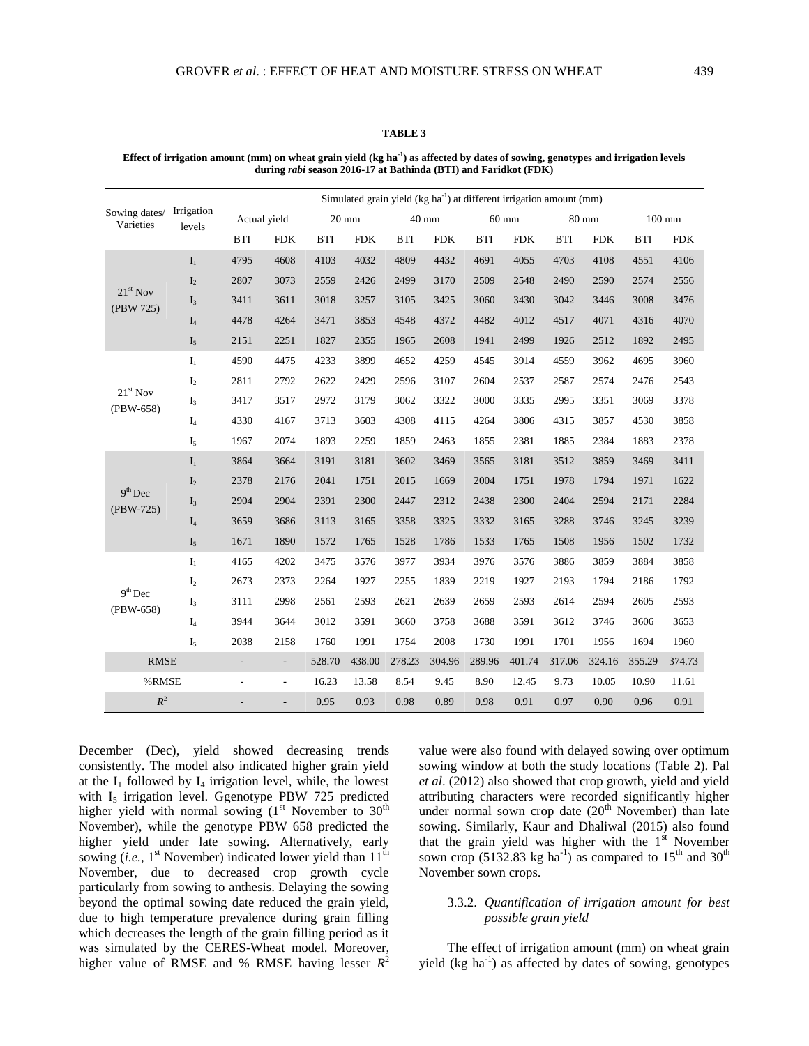**TABLE 3**

**Effect of irrigation amount (mm) on wheat grain yield (kg ha$^{-1}$) as affected by dates of sowing, genotypes and irrigation levels during *rabi* season 2016-17 at Bathinda (BTI) and Faridkot (FDK)**

| Sowing dates/ Varieties | Irrigation levels | Simulated grain yield (kg ha$^{-1}$) at different irrigation amount (mm) | | | | | | | | | | | |
|---|---|---|---|---|---|---|---|---|---|---|---|---|---|
| | | Actual yield | | 20 mm | | 40 mm | | 60 mm | | 80 mm | | 100 mm | |
| | | BTI | FDK | BTI | FDK | BTI | FDK | BTI | FDK | BTI | FDK | BTI | FDK |
| 21$^{st}$ Nov (PBW 725) | $I_1$ | 4795 | 4608 | 4103 | 4032 | 4809 | 4432 | 4691 | 4055 | 4703 | 4108 | 4551 | 4106 |
| | $I_2$ | 2807 | 3073 | 2559 | 2426 | 2499 | 3170 | 2509 | 2548 | 2490 | 2590 | 2574 | 2556 |
| | $I_3$ | 3411 | 3611 | 3018 | 3257 | 3105 | 3425 | 3060 | 3430 | 3042 | 3446 | 3008 | 3476 |
| | $I_4$ | 4478 | 4264 | 3471 | 3853 | 4548 | 4372 | 4482 | 4012 | 4517 | 4071 | 4316 | 4070 |
| | $I_5$ | 2151 | 2251 | 1827 | 2355 | 1965 | 2608 | 1941 | 2499 | 1926 | 2512 | 1892 | 2495 |
| 21$^{st}$ Nov (PBW-658) | $I_1$ | 4590 | 4475 | 4233 | 3899 | 4652 | 4259 | 4545 | 3914 | 4559 | 3962 | 4695 | 3960 |
| | $I_2$ | 2811 | 2792 | 2622 | 2429 | 2596 | 3107 | 2604 | 2537 | 2587 | 2574 | 2476 | 2543 |
| | $I_3$ | 3417 | 3517 | 2972 | 3179 | 3062 | 3322 | 3000 | 3335 | 2995 | 3351 | 3069 | 3378 |
| | $I_4$ | 4330 | 4167 | 3713 | 3603 | 4308 | 4115 | 4264 | 3806 | 4315 | 3857 | 4530 | 3858 |
| | $I_5$ | 1967 | 2074 | 1893 | 2259 | 1859 | 2463 | 1855 | 2381 | 1885 | 2384 | 1883 | 2378 |
| 9$^{th}$ Dec (PBW-725) | $I_1$ | 3864 | 3664 | 3191 | 3181 | 3602 | 3469 | 3565 | 3181 | 3512 | 3859 | 3469 | 3411 |
| | $I_2$ | 2378 | 2176 | 2041 | 1751 | 2015 | 1669 | 2004 | 1751 | 1978 | 1794 | 1971 | 1622 |
| | $I_3$ | 2904 | 2904 | 2391 | 2300 | 2447 | 2312 | 2438 | 2300 | 2404 | 2594 | 2171 | 2284 |
| | $I_4$ | 3659 | 3686 | 3113 | 3165 | 3358 | 3325 | 3332 | 3165 | 3288 | 3746 | 3245 | 3239 |
| | $I_5$ | 1671 | 1890 | 1572 | 1765 | 1528 | 1786 | 1533 | 1765 | 1508 | 1956 | 1502 | 1732 |
| 9$^{th}$ Dec (PBW-658) | $I_1$ | 4165 | 4202 | 3475 | 3576 | 3977 | 3934 | 3976 | 3576 | 3886 | 3859 | 3884 | 3858 |
| | $I_2$ | 2673 | 2373 | 2264 | 1927 | 2255 | 1839 | 2219 | 1927 | 2193 | 1794 | 2186 | 1792 |
| | $I_3$ | 3111 | 2998 | 2561 | 2593 | 2621 | 2639 | 2659 | 2593 | 2614 | 2594 | 2605 | 2593 |
| | $I_4$ | 3944 | 3644 | 3012 | 3591 | 3660 | 3758 | 3688 | 3591 | 3612 | 3746 | 3606 | 3653 |
| | $I_5$ | 2038 | 2158 | 1760 | 1991 | 1754 | 2008 | 1730 | 1991 | 1701 | 1956 | 1694 | 1960 |
| RMSE | | - | - | 528.70 | 438.00 | 278.23 | 304.96 | 289.96 | 401.74 | 317.06 | 324.16 | 355.29 | 374.73 |
| %RMSE | | - | - | 16.23 | 13.58 | 8.54 | 9.45 | 8.90 | 12.45 | 9.73 | 10.05 | 10.90 | 11.61 |
| $R^2$ | | - | - | 0.95 | 0.93 | 0.98 | 0.89 | 0.98 | 0.91 | 0.97 | 0.90 | 0.96 | 0.91 |

December (Dec), yield showed decreasing trends consistently. The model also indicated higher grain yield at the $I_1$ followed by $I_4$ irrigation level, while, the lowest with $I_5$ irrigation level. Ggenotype PBW 725 predicted higher yield with normal sowing (1$^{st}$ November to 30$^{th}$ November), while the genotype PBW 658 predicted the higher yield under late sowing. Alternatively, early sowing (*i.e.*, 1$^{st}$ November) indicated lower yield than 11$^{th}$ November, due to decreased crop growth cycle particularly from sowing to anthesis. Delaying the sowing beyond the optimal sowing date reduced the grain yield, due to high temperature prevalence during grain filling which decreases the length of the grain filling period as it was simulated by the CERES-Wheat model. Moreover, higher value of RMSE and % RMSE having lesser $R^2$ value were also found with delayed sowing over optimum sowing window at both the study locations (Table 2). Pal *et al*. (2012) also showed that crop growth, yield and yield attributing characters were recorded significantly higher under normal sown crop date (20$^{th}$ November) than late sowing. Similarly, Kaur and Dhaliwal (2015) also found that the grain yield was higher with the 1$^{st}$ November sown crop (5132.83 kg ha$^{-1}$) as compared to 15$^{th}$ and 30$^{th}$ November sown crops.

### 3.3.2. *Quantification of irrigation amount for best possible grain yield*

The effect of irrigation amount (mm) on wheat grain yield (kg ha$^{-1}$) as affected by dates of sowing, genotypes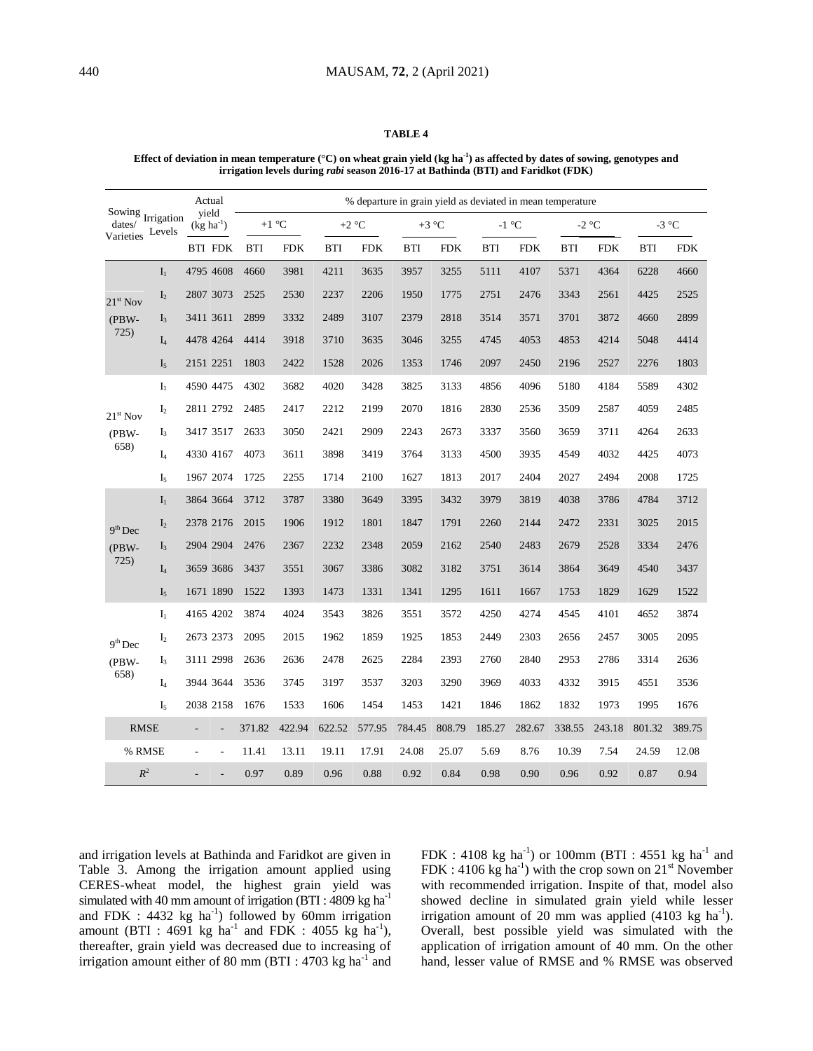**TABLE 4**

**Effect of deviation in mean temperature (°C) on wheat grain yield (kg ha$^{-1}$) as affected by dates of sowing, genotypes and irrigation levels during *rabi* season 2016-17 at Bathinda (BTI) and Faridkot (FDK)**

| Sowing dates/ Varieties | Irrigation Levels | Actual yield (kg ha$^{-1}$) | | % departure in grain yield as deviated in mean temperature | | | | | | | | | | | |
|---|---|---|---|---|---|---|---|---|---|---|---|---|---|---|---|
| | | | | +1 °C | | +2 °C | | +3 °C | | -1 °C | | -2 °C | | -3 °C | |
| | | BTI | FDK | BTI | FDK | BTI | FDK | BTI | FDK | BTI | FDK | BTI | FDK | BTI | FDK |
| 21$^{st}$ Nov (PBW-725) | $I_1$ | 4795 | 4608 | 4660 | 3981 | 4211 | 3635 | 3957 | 3255 | 5111 | 4107 | 5371 | 4364 | 6228 | 4660 |
| | $I_2$ | 2807 | 3073 | 2525 | 2530 | 2237 | 2206 | 1950 | 1775 | 2751 | 2476 | 3343 | 2561 | 4425 | 2525 |
| | $I_3$ | 3411 | 3611 | 2899 | 3332 | 2489 | 3107 | 2379 | 2818 | 3514 | 3571 | 3701 | 3872 | 4660 | 2899 |
| | $I_4$ | 4478 | 4264 | 4414 | 3918 | 3710 | 3635 | 3046 | 3255 | 4745 | 4053 | 4853 | 4214 | 5048 | 4414 |
| | $I_5$ | 2151 | 2251 | 1803 | 2422 | 1528 | 2026 | 1353 | 1746 | 2097 | 2450 | 2196 | 2527 | 2276 | 1803 |
| 21$^{st}$ Nov (PBW-658) | $I_1$ | 4590 | 4475 | 4302 | 3682 | 4020 | 3428 | 3825 | 3133 | 4856 | 4096 | 5180 | 4184 | 5589 | 4302 |
| | $I_2$ | 2811 | 2792 | 2485 | 2417 | 2212 | 2199 | 2070 | 1816 | 2830 | 2536 | 3509 | 2587 | 4059 | 2485 |
| | $I_3$ | 3417 | 3517 | 2633 | 3050 | 2421 | 2909 | 2243 | 2673 | 3337 | 3560 | 3659 | 3711 | 4264 | 2633 |
| | $I_4$ | 4330 | 4167 | 4073 | 3611 | 3898 | 3419 | 3764 | 3133 | 4500 | 3935 | 4549 | 4032 | 4425 | 4073 |
| | $I_5$ | 1967 | 2074 | 1725 | 2255 | 1714 | 2100 | 1627 | 1813 | 2017 | 2404 | 2027 | 2494 | 2008 | 1725 |
| 9$^{th}$ Dec (PBW-725) | $I_1$ | 3864 | 3664 | 3712 | 3787 | 3380 | 3649 | 3395 | 3432 | 3979 | 3819 | 4038 | 3786 | 4784 | 3712 |
| | $I_2$ | 2378 | 2176 | 2015 | 1906 | 1912 | 1801 | 1847 | 1791 | 2260 | 2144 | 2472 | 2331 | 3025 | 2015 |
| | $I_3$ | 2904 | 2904 | 2476 | 2367 | 2232 | 2348 | 2059 | 2162 | 2540 | 2483 | 2679 | 2528 | 3334 | 2476 |
| | $I_4$ | 3659 | 3686 | 3437 | 3551 | 3067 | 3386 | 3082 | 3182 | 3751 | 3614 | 3864 | 3649 | 4540 | 3437 |
| | $I_5$ | 1671 | 1890 | 1522 | 1393 | 1473 | 1331 | 1341 | 1295 | 1611 | 1667 | 1753 | 1829 | 1629 | 1522 |
| 9$^{th}$ Dec (PBW-658) | $I_1$ | 4165 | 4202 | 3874 | 4024 | 3543 | 3826 | 3551 | 3572 | 4250 | 4274 | 4545 | 4101 | 4652 | 3874 |
| | $I_2$ | 2673 | 2373 | 2095 | 2015 | 1962 | 1859 | 1925 | 1853 | 2449 | 2303 | 2656 | 2457 | 3005 | 2095 |
| | $I_3$ | 3111 | 2998 | 2636 | 2636 | 2478 | 2625 | 2284 | 2393 | 2760 | 2840 | 2953 | 2786 | 3314 | 2636 |
| | $I_4$ | 3944 | 3644 | 3536 | 3745 | 3197 | 3537 | 3203 | 3290 | 3969 | 4033 | 4332 | 3915 | 4551 | 3536 |
| | $I_5$ | 2038 | 2158 | 1676 | 1533 | 1606 | 1454 | 1453 | 1421 | 1846 | 1862 | 1832 | 1973 | 1995 | 1676 |
| RMSE | | - | - | 371.82 | 422.94 | 622.52 | 577.95 | 784.45 | 808.79 | 185.27 | 282.67 | 338.55 | 243.18 | 801.32 | 389.75 |
| % RMSE | | - | - | 11.41 | 13.11 | 19.11 | 17.91 | 24.08 | 25.07 | 5.69 | 8.76 | 10.39 | 7.54 | 24.59 | 12.08 |
| $R^2$ | | - | - | 0.97 | 0.89 | 0.96 | 0.88 | 0.92 | 0.84 | 0.98 | 0.90 | 0.96 | 0.92 | 0.87 | 0.94 |

and irrigation levels at Bathinda and Faridkot are given in Table 3. Among the irrigation amount applied using CERES-wheat model, the highest grain yield was simulated with 40 mm amount of irrigation (BTI : 4809 kg ha$^{-1}$ and FDK : 4432 kg ha$^{-1}$) followed by 60mm irrigation amount (BTI : 4691 kg ha$^{-1}$ and FDK : 4055 kg ha$^{-1}$), thereafter, grain yield was decreased due to increasing of irrigation amount either of 80 mm (BTI : 4703 kg ha$^{-1}$ and FDK : 4108 kg ha$^{-1}$) or 100mm (BTI : 4551 kg ha$^{-1}$ and FDK : 4106 kg ha$^{-1}$) with the crop sown on 21$^{st}$ November with recommended irrigation. Inspite of that, model also showed decline in simulated grain yield while lesser irrigation amount of 20 mm was applied (4103 kg ha$^{-1}$). Overall, best possible yield was simulated with the application of irrigation amount of 40 mm. On the other hand, lesser value of RMSE and % RMSE was observed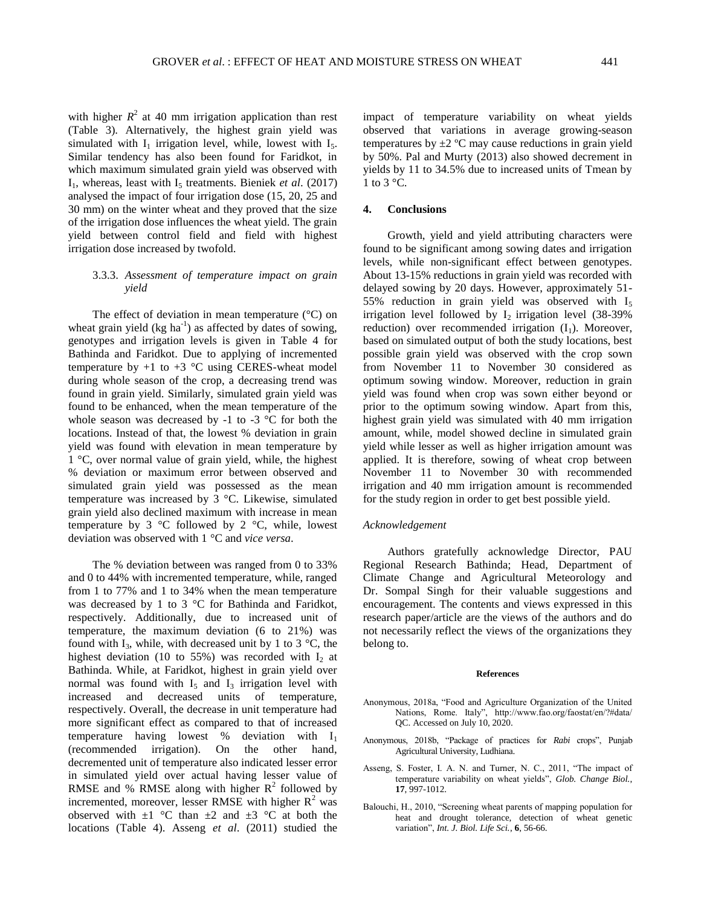with higher $R^2$ at 40 mm irrigation application than rest (Table 3). Alternatively, the highest grain yield was simulated with $I_1$ irrigation level, while, lowest with $I_5$. Similar tendency has also been found for Faridkot, in which maximum simulated grain yield was observed with $I_1$, whereas, least with $I_5$ treatments. Bieniek *et al*. (2017) analysed the impact of four irrigation dose (15, 20, 25 and 30 mm) on the winter wheat and they proved that the size of the irrigation dose influences the wheat yield. The grain yield between control field and field with highest irrigation dose increased by twofold.

#### 3.3.3. *Assessment of temperature impact on grain yield*

The effect of deviation in mean temperature (°C) on wheat grain yield (kg $ha^{-1}$) as affected by dates of sowing, genotypes and irrigation levels is given in Table 4 for Bathinda and Faridkot. Due to applying of incremented temperature by +1 to +3 °C using CERES-wheat model during whole season of the crop, a decreasing trend was found in grain yield. Similarly, simulated grain yield was found to be enhanced, when the mean temperature of the whole season was decreased by -1 to -3 °C for both the locations. Instead of that, the lowest % deviation in grain yield was found with elevation in mean temperature by 1 °C, over normal value of grain yield, while, the highest % deviation or maximum error between observed and simulated grain yield was possessed as the mean temperature was increased by 3 °C. Likewise, simulated grain yield also declined maximum with increase in mean temperature by 3 °C followed by 2 °C, while, lowest deviation was observed with 1 °C and *vice versa*.

The % deviation between was ranged from 0 to 33% and 0 to 44% with incremented temperature, while, ranged from 1 to 77% and 1 to 34% when the mean temperature was decreased by 1 to 3 °C for Bathinda and Faridkot, respectively. Additionally, due to increased unit of temperature, the maximum deviation (6 to 21%) was found with $I_3$, while, with decreased unit by 1 to 3 °C, the highest deviation (10 to 55%) was recorded with $I_2$ at Bathinda. While, at Faridkot, highest in grain yield over normal was found with $I_5$ and $I_3$ irrigation level with increased and decreased units of temperature, respectively. Overall, the decrease in unit temperature had more significant effect as compared to that of increased temperature having lowest % deviation with $I_1$ (recommended irrigation). On the other hand, decremented unit of temperature also indicated lesser error in simulated yield over actual having lesser value of RMSE and % RMSE along with higher $R^2$ followed by incremented, moreover, lesser RMSE with higher $R^2$ was observed with ±1 °C than ±2 and ±3 °C at both the locations (Table 4). Asseng *et al*. (2011) studied the impact of temperature variability on wheat yields observed that variations in average growing-season temperatures by ±2 °C may cause reductions in grain yield by 50%. Pal and Murty (2013) also showed decrement in yields by 11 to 34.5% due to increased units of Tmean by 1 to 3 °C.

## 4. Conclusions

Growth, yield and yield attributing characters were found to be significant among sowing dates and irrigation levels, while non-significant effect between genotypes. About 13-15% reductions in grain yield was recorded with delayed sowing by 20 days. However, approximately 51-55% reduction in grain yield was observed with $I_5$ irrigation level followed by $I_2$ irrigation level (38-39% reduction) over recommended irrigation ($I_1$). Moreover, based on simulated output of both the study locations, best possible grain yield was observed with the crop sown from November 11 to November 30 considered as optimum sowing window. Moreover, reduction in grain yield was found when crop was sown either beyond or prior to the optimum sowing window. Apart from this, highest grain yield was simulated with 40 mm irrigation amount, while, model showed decline in simulated grain yield while lesser as well as higher irrigation amount was applied. It is therefore, sowing of wheat crop between November 11 to November 30 with recommended irrigation and 40 mm irrigation amount is recommended for the study region in order to get best possible yield.

### *Acknowledgement*

Authors gratefully acknowledge Director, PAU Regional Research Bathinda; Head, Department of Climate Change and Agricultural Meteorology and Dr. Sompal Singh for their valuable suggestions and encouragement. The contents and views expressed in this research paper/article are the views of the authors and do not necessarily reflect the views of the organizations they belong to.

## References

Anonymous, 2018a, "Food and Agriculture Organization of the United Nations, Rome. Italy", http://www.fao.org/faostat/en/?#data/QC. Accessed on July 10, 2020.

Anonymous, 2018b, "Package of practices for *Rabi* crops", Punjab Agricultural University, Ludhiana.

Asseng, S. Foster, I. A. N. and Turner, N. C., 2011, "The impact of temperature variability on wheat yields", *Glob. Change Biol.*, **17**, 997-1012.

Balouchi, H., 2010, "Screening wheat parents of mapping population for heat and drought tolerance, detection of wheat genetic variation", *Int. J. Biol. Life Sci.*, **6**, 56-66.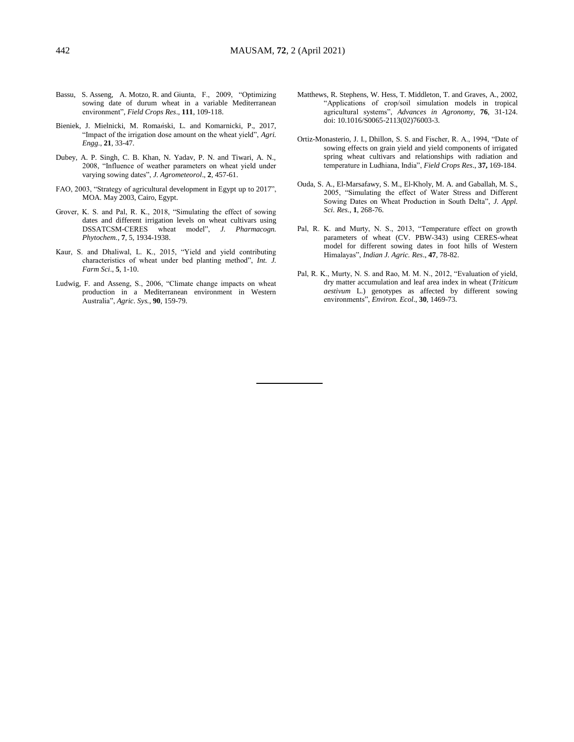Bassu, S. Asseng, A. Motzo, R. and Giunta, F., 2009, "Optimizing sowing date of durum wheat in a variable Mediterranean environment", *Field Crops Res*., **111**, 109-118.

Bieniek, J. Mielnicki, M. Romański, L. and Komarnicki, P., 2017, "Impact of the irrigation dose amount on the wheat yield", *Agri. Engg*., **21**, 33-47.

Dubey, A. P. Singh, C. B. Khan, N. Yadav, P. N. and Tiwari, A. N., 2008, "Influence of weather parameters on wheat yield under varying sowing dates", *J. Agrometeorol*., **2**, 457-61.

FAO, 2003, "Strategy of agricultural development in Egypt up to 2017", MOA. May 2003, Cairo, Egypt.

Grover, K. S. and Pal, R. K., 2018, "Simulating the effect of sowing dates and different irrigation levels on wheat cultivars using DSSATCSM-CERES wheat model", *J. Pharmacogn. Phytochem.*, **7**, 5, 1934-1938.

Kaur, S. and Dhaliwal, L. K., 2015, "Yield and yield contributing characteristics of wheat under bed planting method", *Int. J. Farm Sci*., **5**, 1-10.

Ludwig, F. and Asseng, S., 2006, "Climate change impacts on wheat production in a Mediterranean environment in Western Australia", *Agric. Sys.*, **90**, 159-79.

Matthews, R. Stephens, W. Hess, T. Middleton, T. and Graves, A., 2002, "Applications of crop/soil simulation models in tropical agricultural systems", *Advances in Agronomy*, **76**, 31-124. doi: 10.1016/S0065-2113(02)76003-3.

Ortiz-Monasterio, J. I., Dhillon, S. S. and Fischer, R. A., 1994, "Date of sowing effects on grain yield and yield components of irrigated spring wheat cultivars and relationships with radiation and temperature in Ludhiana, India", *Field Crops Res*., **37,** 169-184.

Ouda, S. A., El-Marsafawy, S. M., El-Kholy, M. A. and Gaballah, M. S., 2005, "Simulating the effect of Water Stress and Different Sowing Dates on Wheat Production in South Delta", *J. Appl. Sci. Res.*, **1**, 268-76.

Pal, R. K. and Murty, N. S., 2013, "Temperature effect on growth parameters of wheat (CV. PBW-343) using CERES-wheat model for different sowing dates in foot hills of Western Himalayas", *Indian J. Agric. Res*., **47**, 78-82.

Pal, R. K., Murty, N. S. and Rao, M. M. N., 2012, "Evaluation of yield, dry matter accumulation and leaf area index in wheat (*Triticum aestivum* L.) genotypes as affected by different sowing environments", *Environ. Ecol*., **30**, 1469-73.